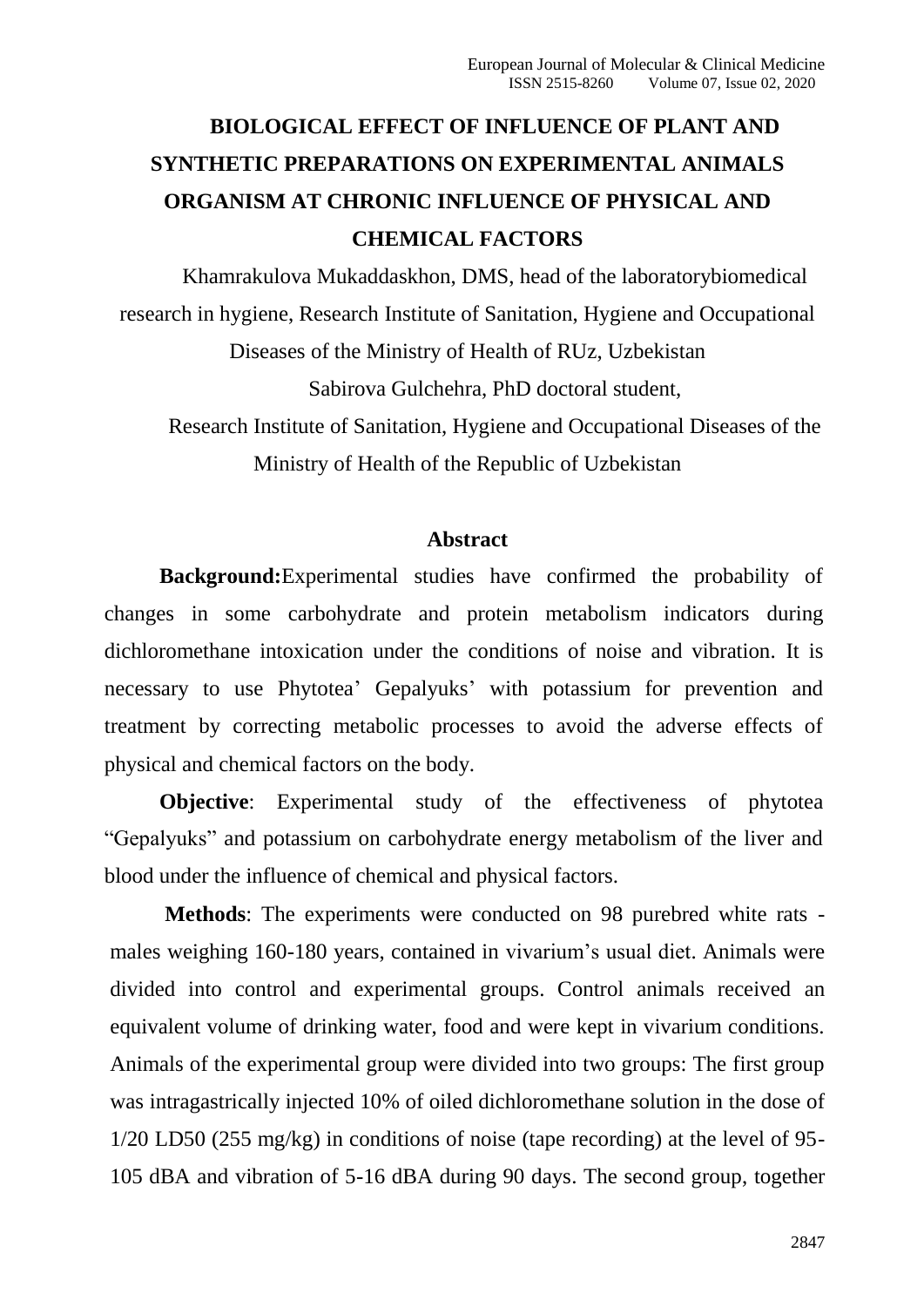# BIOLOGICAL EFFECT OF INFLUENCE OF PLANT AND SYNTHETIC PREPARATIONS ON EXPERIMENTAL ANIMALS ORGANISM AT CHRONIC INFLUENCE OF PHYSICAL AND CHEMICAL FACTORS

Khamrakulova Mukaddaskhon, DMS, head of the laboratorybiomedical research in hygiene, Research Institute of Sanitation, Hygiene and Occupational Diseases of the Ministry of Health of RUz, Uzbekistan

Sabirova Gulchehra, PhD doctoral student,

Research Institute of Sanitation, Hygiene and Occupational Diseases of the Ministry of Health of the Republic of Uzbekistan

## Abstract

**Background:**Experimental studies have confirmed the probability of changes in some carbohydrate and protein metabolism indicators during dichloromethane intoxication under the conditions of noise and vibration. It is necessary to use Phytotea' Gepalyuks' with potassium for prevention and treatment by correcting metabolic processes to avoid the adverse effects of physical and chemical factors on the body.

**Objective**: Experimental study of the effectiveness of phytotea "Gepalyuks" and potassium on carbohydrate energy metabolism of the liver and blood under the influence of chemical and physical factors.

**Methods**: The experiments were conducted on 98 purebred white rats - males weighing 160-180 years, contained in vivarium's usual diet. Animals were divided into control and experimental groups. Control animals received an equivalent volume of drinking water, food and were kept in vivarium conditions. Animals of the experimental group were divided into two groups: The first group was intragastrically injected 10% of oiled dichloromethane solution in the dose of 1/20 LD50 (255 mg/kg) in conditions of noise (tape recording) at the level of 95-105 dBA and vibration of 5-16 dBA during 90 days. The second group, together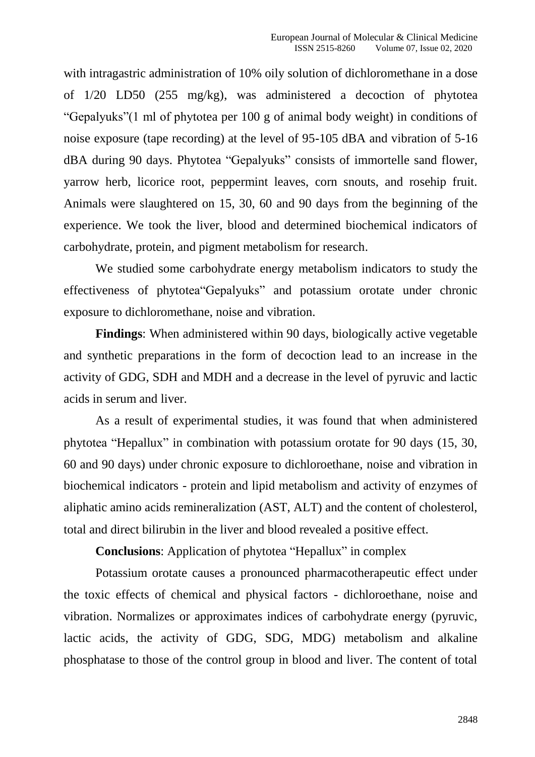with intragastric administration of 10% oily solution of dichloromethane in a dose of 1/20 LD50 (255 mg/kg), was administered a decoction of phytotea "Gepalyuks"(1 ml of phytotea per 100 g of animal body weight) in conditions of noise exposure (tape recording) at the level of 95-105 dBA and vibration of 5-16 dBA during 90 days. Phytotea "Gepalyuks" consists of immortelle sand flower, yarrow herb, licorice root, peppermint leaves, corn snouts, and rosehip fruit. Animals were slaughtered on 15, 30, 60 and 90 days from the beginning of the experience. We took the liver, blood and determined biochemical indicators of carbohydrate, protein, and pigment metabolism for research.

We studied some carbohydrate energy metabolism indicators to study the effectiveness of phytotea"Gepalyuks" and potassium orotate under chronic exposure to dichloromethane, noise and vibration.

**Findings**: When administered within 90 days, biologically active vegetable and synthetic preparations in the form of decoction lead to an increase in the activity of GDG, SDH and MDH and a decrease in the level of pyruvic and lactic acids in serum and liver.

As a result of experimental studies, it was found that when administered phytotea "Hepallux" in combination with potassium orotate for 90 days (15, 30, 60 and 90 days) under chronic exposure to dichloroethane, noise and vibration in biochemical indicators - protein and lipid metabolism and activity of enzymes of aliphatic amino acids remineralization (AST, ALT) and the content of cholesterol, total and direct bilirubin in the liver and blood revealed a positive effect.

**Conclusions**: Application of phytotea "Hepallux" in complex

Potassium orotate causes a pronounced pharmacotherapeutic effect under the toxic effects of chemical and physical factors - dichloroethane, noise and vibration. Normalizes or approximates indices of carbohydrate energy (pyruvic, lactic acids, the activity of GDG, SDG, MDG) metabolism and alkaline phosphatase to those of the control group in blood and liver. The content of total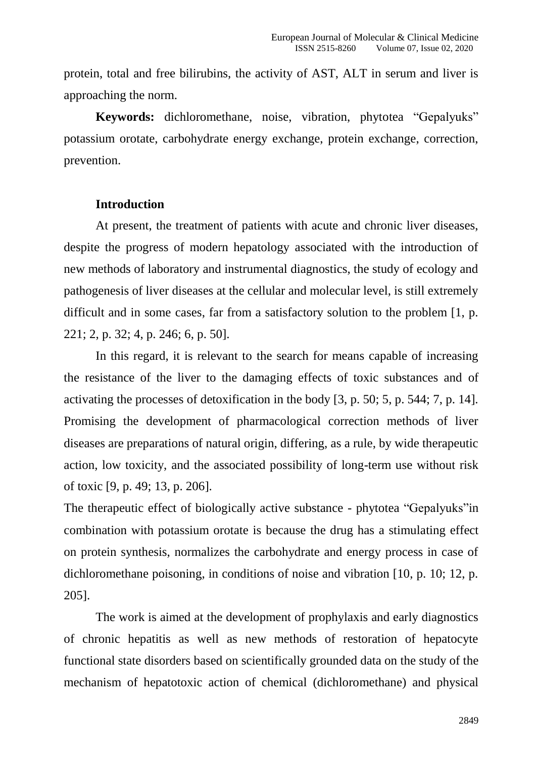protein, total and free bilirubins, the activity of AST, ALT in serum and liver is approaching the norm.

**Keywords:** dichloromethane, noise, vibration, phytotea "Gepalyuks" potassium orotate, carbohydrate energy exchange, protein exchange, correction, prevention.

## Introduction

At present, the treatment of patients with acute and chronic liver diseases, despite the progress of modern hepatology associated with the introduction of new methods of laboratory and instrumental diagnostics, the study of ecology and pathogenesis of liver diseases at the cellular and molecular level, is still extremely difficult and in some cases, far from a satisfactory solution to the problem [1, p. 221; 2, p. 32; 4, p. 246; 6, p. 50].

In this regard, it is relevant to the search for means capable of increasing the resistance of the liver to the damaging effects of toxic substances and of activating the processes of detoxification in the body [3, p. 50; 5, p. 544; 7, p. 14]. Promising the development of pharmacological correction methods of liver diseases are preparations of natural origin, differing, as a rule, by wide therapeutic action, low toxicity, and the associated possibility of long-term use without risk of toxic [9, p. 49; 13, p. 206].

The therapeutic effect of biologically active substance - phytotea "Gepalyuks"in combination with potassium orotate is because the drug has a stimulating effect on protein synthesis, normalizes the carbohydrate and energy process in case of dichloromethane poisoning, in conditions of noise and vibration [10, p. 10; 12, p. 205].

The work is aimed at the development of prophylaxis and early diagnostics of chronic hepatitis as well as new methods of restoration of hepatocyte functional state disorders based on scientifically grounded data on the study of the mechanism of hepatotoxic action of chemical (dichloromethane) and physical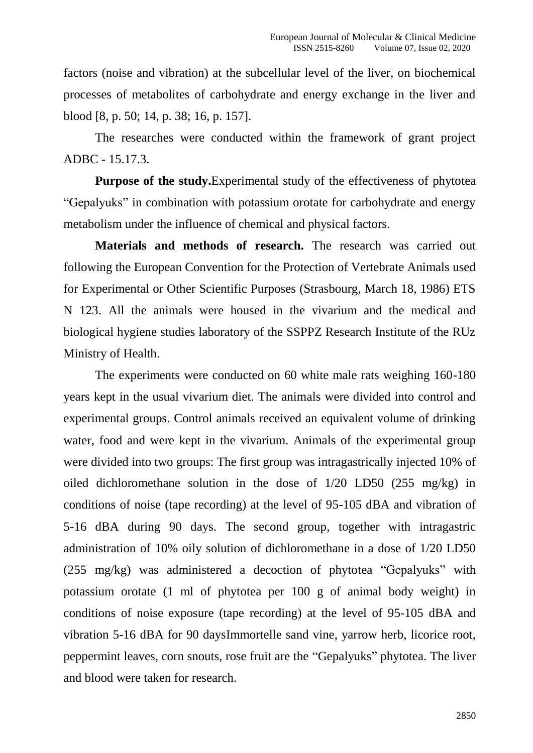factors (noise and vibration) at the subcellular level of the liver, on biochemical processes of metabolites of carbohydrate and energy exchange in the liver and blood [8, p. 50; 14, p. 38; 16, p. 157].

The researches were conducted within the framework of grant project ADBC - 15.17.3.

**Purpose of the study.**Experimental study of the effectiveness of phytotea "Gepalyuks" in combination with potassium orotate for carbohydrate and energy metabolism under the influence of chemical and physical factors.

**Materials and methods of research.** The research was carried out following the European Convention for the Protection of Vertebrate Animals used for Experimental or Other Scientific Purposes (Strasbourg, March 18, 1986) ETS N 123. All the animals were housed in the vivarium and the medical and biological hygiene studies laboratory of the SSPPZ Research Institute of the RUz Ministry of Health.

The experiments were conducted on 60 white male rats weighing 160-180 years kept in the usual vivarium diet. The animals were divided into control and experimental groups. Control animals received an equivalent volume of drinking water, food and were kept in the vivarium. Animals of the experimental group were divided into two groups: The first group was intragastrically injected 10% of oiled dichloromethane solution in the dose of 1/20 LD50 (255 mg/kg) in conditions of noise (tape recording) at the level of 95-105 dBA and vibration of 5-16 dBA during 90 days. The second group, together with intragastric administration of 10% oily solution of dichloromethane in a dose of 1/20 LD50 (255 mg/kg) was administered a decoction of phytotea "Gepalyuks" with potassium orotate (1 ml of phytotea per 100 g of animal body weight) in conditions of noise exposure (tape recording) at the level of 95-105 dBA and vibration 5-16 dBA for 90 daysImmortelle sand vine, yarrow herb, licorice root, peppermint leaves, corn snouts, rose fruit are the "Gepalyuks" phytotea. The liver and blood were taken for research.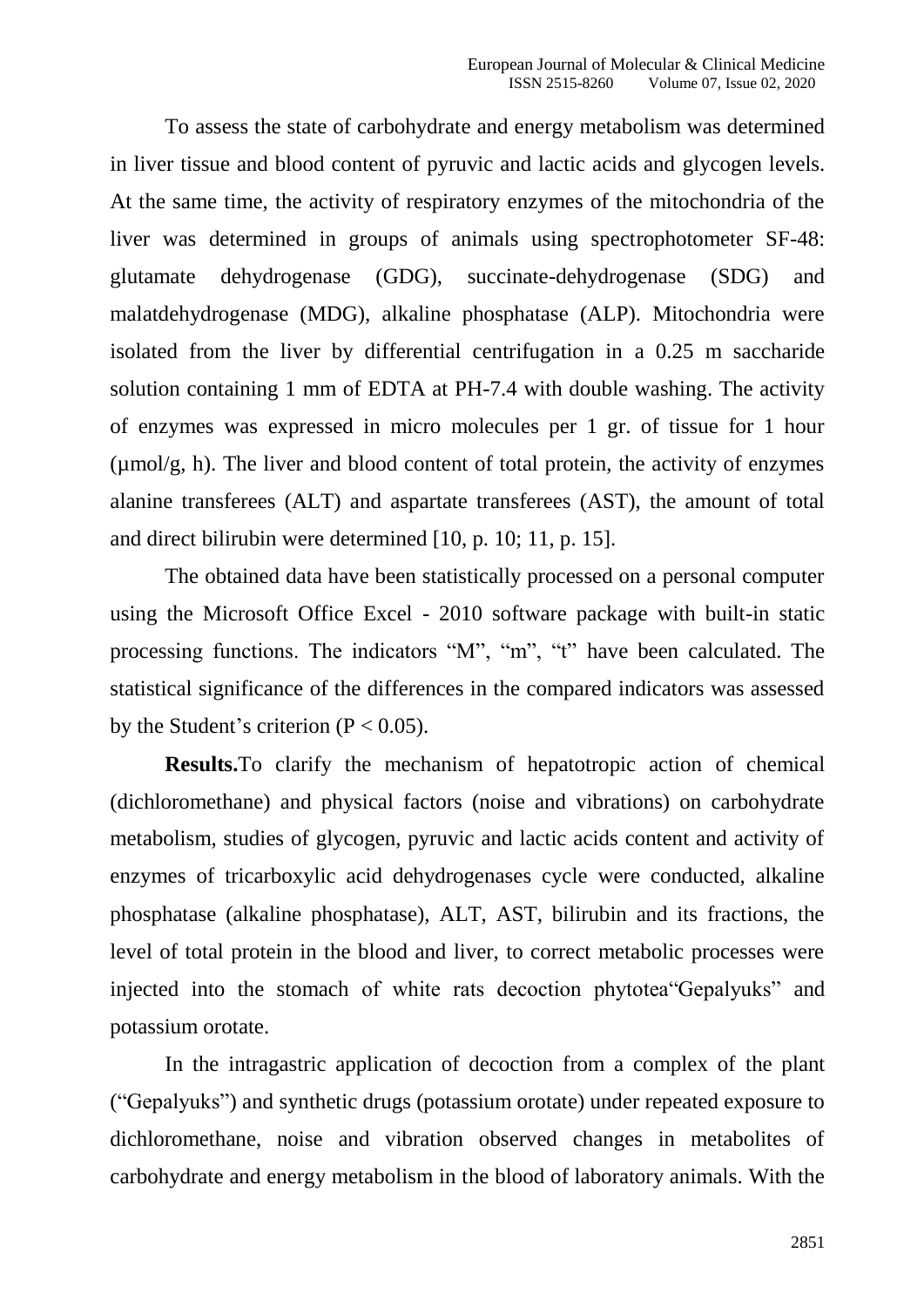To assess the state of carbohydrate and energy metabolism was determined in liver tissue and blood content of pyruvic and lactic acids and glycogen levels. At the same time, the activity of respiratory enzymes of the mitochondria of the liver was determined in groups of animals using spectrophotometer SF-48: glutamate dehydrogenase (GDG), succinate-dehydrogenase (SDG) and malatdehydrogenase (MDG), alkaline phosphatase (ALP). Mitochondria were isolated from the liver by differential centrifugation in a 0.25 m saccharide solution containing 1 mm of EDTA at PH-7.4 with double washing. The activity of enzymes was expressed in micro molecules per 1 gr. of tissue for 1 hour (μmol/g, h). The liver and blood content of total protein, the activity of enzymes alanine transferees (ALT) and aspartate transferees (AST), the amount of total and direct bilirubin were determined [10, p. 10; 11, p. 15].

The obtained data have been statistically processed on a personal computer using the Microsoft Office Excel - 2010 software package with built-in static processing functions. The indicators "M", "m", "t" have been calculated. The statistical significance of the differences in the compared indicators was assessed by the Student's criterion ($P < 0.05$).

**Results.**To clarify the mechanism of hepatotropic action of chemical (dichloromethane) and physical factors (noise and vibrations) on carbohydrate metabolism, studies of glycogen, pyruvic and lactic acids content and activity of enzymes of tricarboxylic acid dehydrogenases cycle were conducted, alkaline phosphatase (alkaline phosphatase), ALT, AST, bilirubin and its fractions, the level of total protein in the blood and liver, to correct metabolic processes were injected into the stomach of white rats decoction phytotea"Gepalyuks" and potassium orotate.

In the intragastric application of decoction from a complex of the plant ("Gepalyuks") and synthetic drugs (potassium orotate) under repeated exposure to dichloromethane, noise and vibration observed changes in metabolites of carbohydrate and energy metabolism in the blood of laboratory animals. With the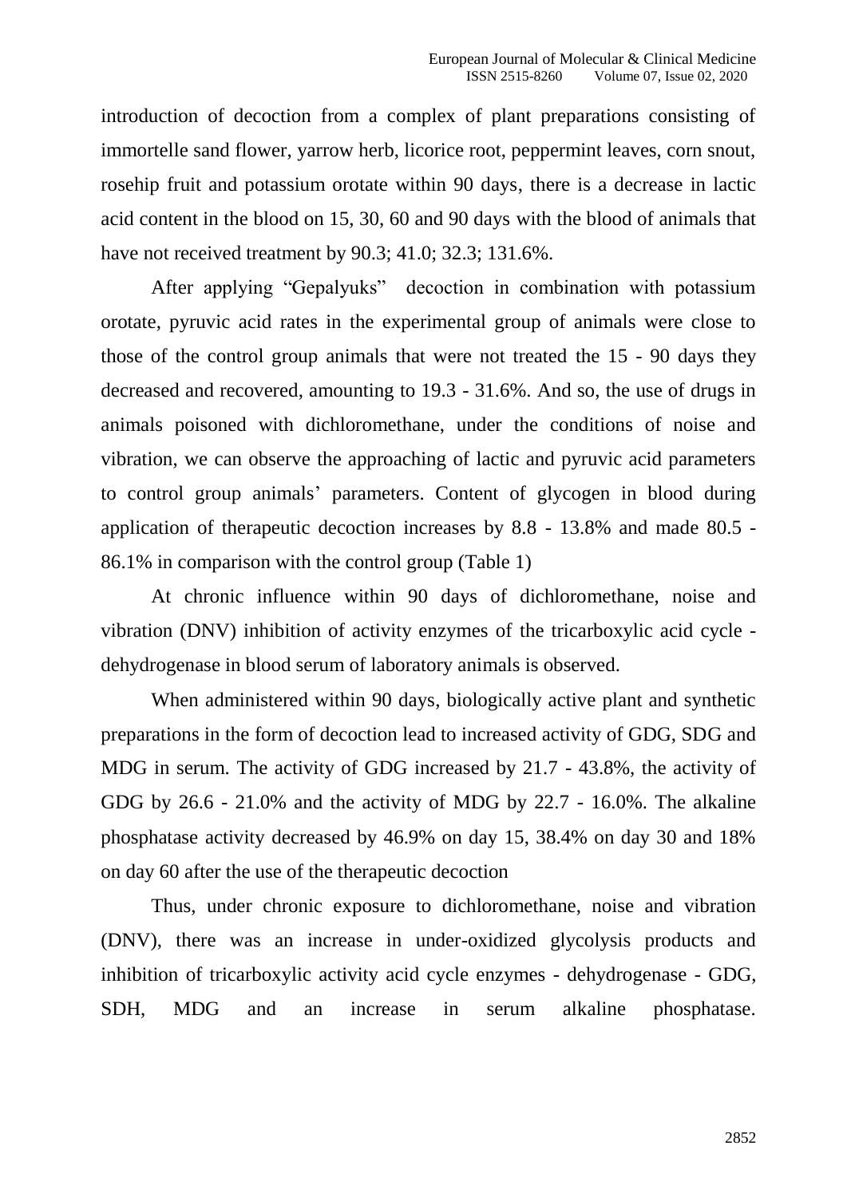introduction of decoction from a complex of plant preparations consisting of immortelle sand flower, yarrow herb, licorice root, peppermint leaves, corn snout, rosehip fruit and potassium orotate within 90 days, there is a decrease in lactic acid content in the blood on 15, 30, 60 and 90 days with the blood of animals that have not received treatment by 90.3; 41.0; 32.3; 131.6%.

After applying "Gepalyuks" decoction in combination with potassium orotate, pyruvic acid rates in the experimental group of animals were close to those of the control group animals that were not treated the 15 - 90 days they decreased and recovered, amounting to 19.3 - 31.6%. And so, the use of drugs in animals poisoned with dichloromethane, under the conditions of noise and vibration, we can observe the approaching of lactic and pyruvic acid parameters to control group animals' parameters. Content of glycogen in blood during application of therapeutic decoction increases by 8.8 - 13.8% and made 80.5 - 86.1% in comparison with the control group (Table 1)

At chronic influence within 90 days of dichloromethane, noise and vibration (DNV) inhibition of activity enzymes of the tricarboxylic acid cycle - dehydrogenase in blood serum of laboratory animals is observed.

When administered within 90 days, biologically active plant and synthetic preparations in the form of decoction lead to increased activity of GDG, SDG and MDG in serum. The activity of GDG increased by 21.7 - 43.8%, the activity of GDG by 26.6 - 21.0% and the activity of MDG by 22.7 - 16.0%. The alkaline phosphatase activity decreased by 46.9% on day 15, 38.4% on day 30 and 18% on day 60 after the use of the therapeutic decoction

Thus, under chronic exposure to dichloromethane, noise and vibration (DNV), there was an increase in under-oxidized glycolysis products and inhibition of tricarboxylic activity acid cycle enzymes - dehydrogenase - GDG, SDH, MDG and an increase in serum alkaline phosphatase.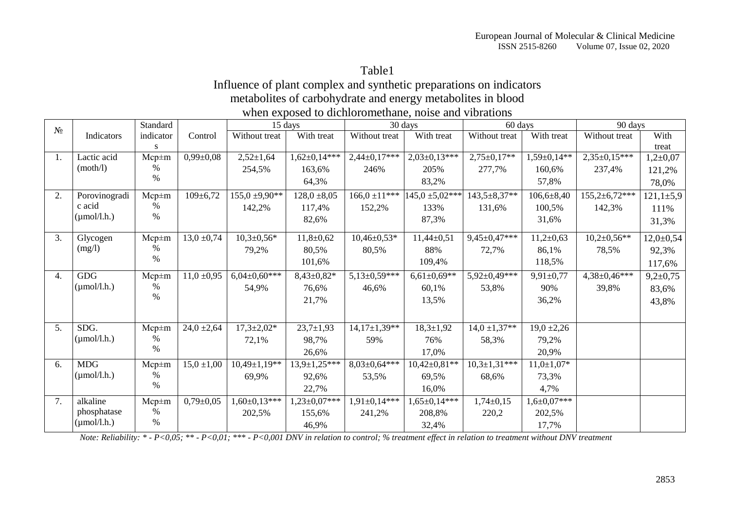Table1

Influence of plant complex and synthetic preparations on indicators metabolites of carbohydrate and energy metabolites in blood when exposed to dichloromethane, noise and vibrations

| № | Indicators | Standard indicators | Control | 15 days | | 30 days | | 60 days | | 90 days | |
|---|---|---|---|---|---|---|---|---|---|---|---|
| | | | | Without treat | With treat | Without treat | With treat | Without treat | With treat | Without treat | With treat |
| 1. | Lactic acid (moth/l) | Mcp±m<br>%<br>% | 0,99±0,08 | 2,52±1,64<br>254,5% | 1,62±0,14***<br>163,6%<br>64,3% | 2,44±0,17***<br>246% | 2,03±0,13***<br>205%<br>83,2% | 2,75±0,17**<br>277,7% | 1,59±0,14**<br>160,6%<br>57,8% | 2,35±0,15***<br>237,4% | 1,2±0,07<br>121,2%<br>78,0% |
| 2. | Porovinogradic acid (μmol/l.h.) | Mcp±m<br>%<br>% | 109±6,72 | 155,0 ±9,90**<br>142,2% | 128,0 ±8,05<br>117,4%<br>82,6% | 166,0 ±11***<br>152,2% | 145,0 ±5,02***<br>133%<br>87,3% | 143,5±8,37**<br>131,6% | 106,6±8,40<br>100,5%<br>31,6% | 155,2±6,72***<br>142,3% | 121,1±5,9<br>111%<br>31,3% |
| 3. | Glycogen (mg/l) | Mcp±m<br>%<br>% | 13,0 ±0,74 | 10,3±0,56*<br>79,2% | 11,8±0,62<br>80,5%<br>101,6% | 10,46±0,53*<br>80,5% | 11,44±0,51<br>88%<br>109,4% | 9,45±0,47***<br>72,7% | 11,2±0,63<br>86,1%<br>118,5% | 10,2±0,56**<br>78,5% | 12,0±0,54<br>92,3%<br>117,6% |
| 4. | GDG (μmol/l.h.) | Mcp±m<br>%<br>% | 11,0 ±0,95 | 6,04±0,60***<br>54,9% | 8,43±0,82*<br>76,6%<br>21,7% | 5,13±0,59***<br>46,6% | 6,61±0,69**<br>60,1%<br>13,5% | 5,92±0,49***<br>53,8% | 9,91±0,77<br>90%<br>36,2% | 4,38±0,46***<br>39,8% | 9,2±0,75<br>83,6%<br>43,8% |
| 5. | SDG. (μmol/l.h.) | Mcp±m<br>%<br>% | 24,0 ±2,64 | 17,3±2,02*<br>72,1% | 23,7±1,93<br>98,7%<br>26,6% | 14,17±1,39**<br>59% | 18,3±1,92<br>76%<br>17,0% | 14,0 ±1,37**<br>58,3% | 19,0 ±2,26<br>79,2%<br>20,9% | | |
| 6. | MDG (μmol/l.h.) | Mcp±m<br>%<br>% | 15,0 ±1,00 | 10,49±1,19**<br>69,9% | 13,9±1,25***<br>92,6%<br>22,7% | 8,03±0,64***<br>53,5% | 10,42±0,81**<br>69,5%<br>16,0% | 10,3±1,31***<br>68,6% | 11,0±1,07*<br>73,3%<br>4,7% | | |
| 7. | alkaline phosphatase (μmol/l.h.) | Mcp±m<br>%<br>% | 0,79±0,05 | 1,60±0,13***<br>202,5% | 1,23±0,07***<br>155,6%<br>46,9% | 1,91±0,14***<br>241,2% | 1,65±0,14***<br>208,8%<br>32,4% | 1,74±0,15<br>220,2 | 1,6±0,07***<br>202,5%<br>17,7% | | |

*Note: Reliability: * - P<0,05; ** - P<0,01; *** - P<0,001 DNV in relation to control; % treatment effect in relation to treatment without DNV treatment*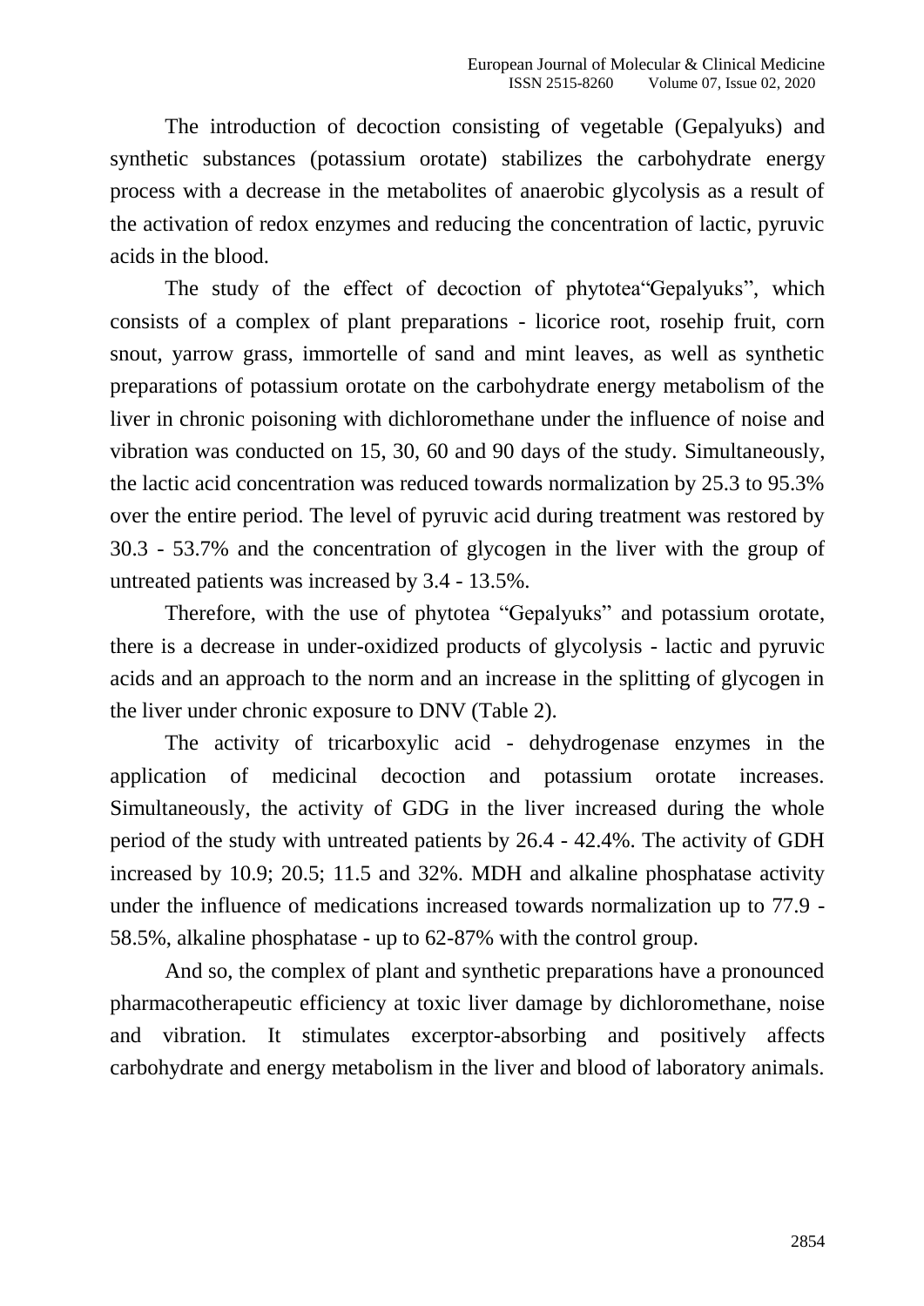The introduction of decoction consisting of vegetable (Gepalyuks) and synthetic substances (potassium orotate) stabilizes the carbohydrate energy process with a decrease in the metabolites of anaerobic glycolysis as a result of the activation of redox enzymes and reducing the concentration of lactic, pyruvic acids in the blood.

The study of the effect of decoction of phytotea"Gepalyuks", which consists of a complex of plant preparations - licorice root, rosehip fruit, corn snout, yarrow grass, immortelle of sand and mint leaves, as well as synthetic preparations of potassium orotate on the carbohydrate energy metabolism of the liver in chronic poisoning with dichloromethane under the influence of noise and vibration was conducted on 15, 30, 60 and 90 days of the study. Simultaneously, the lactic acid concentration was reduced towards normalization by 25.3 to 95.3% over the entire period. The level of pyruvic acid during treatment was restored by 30.3 - 53.7% and the concentration of glycogen in the liver with the group of untreated patients was increased by 3.4 - 13.5%.

Therefore, with the use of phytotea "Gepalyuks" and potassium orotate, there is a decrease in under-oxidized products of glycolysis - lactic and pyruvic acids and an approach to the norm and an increase in the splitting of glycogen in the liver under chronic exposure to DNV (Table 2).

The activity of tricarboxylic acid - dehydrogenase enzymes in the application of medicinal decoction and potassium orotate increases. Simultaneously, the activity of GDG in the liver increased during the whole period of the study with untreated patients by 26.4 - 42.4%. The activity of GDH increased by 10.9; 20.5; 11.5 and 32%. MDH and alkaline phosphatase activity under the influence of medications increased towards normalization up to 77.9 - 58.5%, alkaline phosphatase - up to 62-87% with the control group.

And so, the complex of plant and synthetic preparations have a pronounced pharmacotherapeutic efficiency at toxic liver damage by dichloromethane, noise and vibration. It stimulates excerptor-absorbing and positively affects carbohydrate and energy metabolism in the liver and blood of laboratory animals.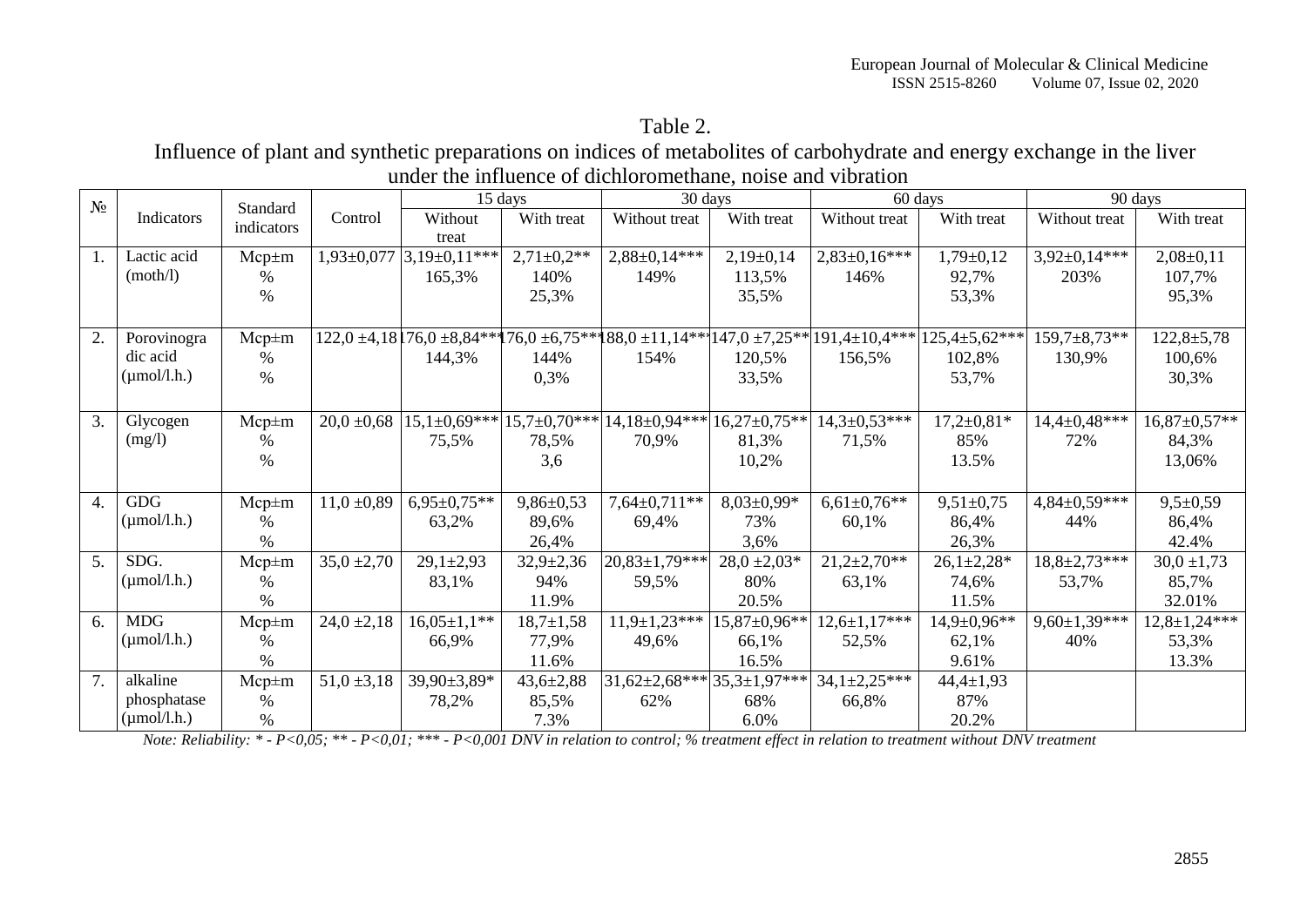Table 2.

Influence of plant and synthetic preparations on indices of metabolites of carbohydrate and energy exchange in the liver under the influence of dichloromethane, noise and vibration

| № | Indicators | Standard indicators | Control | 15 days | | 30 days | | 60 days | | 90 days | |
|---|---|---|---|---|---|---|---|---|---|---|---|
| | | | | Without treat | With treat | Without treat | With treat | Without treat | With treat | Without treat | With treat |
| 1. | Lactic acid (moth/l) | Mcp±m<br>%<br>% | 1,93±0,077 | 3,19±0,11***<br>165,3% | 2,71±0,2**<br>140%<br>25,3% | 2,88±0,14***<br>149% | 2,19±0,14<br>113,5%<br>35,5% | 2,83±0,16***<br>146% | 1,79±0,12<br>92,7%<br>53,3% | 3,92±0,14***<br>203% | 2,08±0,11<br>107,7%<br>95,3% |
| 2. | Porovinogradic acid (μmol/l.h.) | Mcp±m<br>%<br>% | 122,0 ±4,18 | 176,0 ±8,84***<br>144,3% | 176,0 ±6,75***<br>144%<br>0,3% | 188,0 ±11,14***<br>154% | 147,0 ±7,25**<br>120,5%<br>33,5% | 191,4±10,4***<br>156,5% | 125,4±5,62***<br>102,8%<br>53,7% | 159,7±8,73**<br>130,9% | 122,8±5,78<br>100,6%<br>30,3% |
| 3. | Glycogen (mg/l) | Mcp±m<br>%<br>% | 20,0 ±0,68 | 15,1±0,69***<br>75,5% | 15,7±0,70***<br>78,5%<br>3,6 | 14,18±0,94***<br>70,9% | 16,27±0,75**<br>81,3%<br>10,2% | 14,3±0,53***<br>71,5% | 17,2±0,81*<br>85%<br>13.5% | 14,4±0,48***<br>72% | 16,87±0,57**<br>84,3%<br>13,06% |
| 4. | GDG (μmol/l.h.) | Mcp±m<br>%<br>% | 11,0 ±0,89 | 6,95±0,75**<br>63,2% | 9,86±0,53<br>89,6%<br>26,4% | 7,64±0,711**<br>69,4% | 8,03±0,99*<br>73%<br>3,6% | 6,61±0,76**<br>60,1% | 9,51±0,75<br>86,4%<br>26,3% | 4,84±0,59***<br>44% | 9,5±0,59<br>86,4%<br>42.4% |
| 5. | SDG. (μmol/l.h.) | Mcp±m<br>%<br>% | 35,0 ±2,70 | 29,1±2,93<br>83,1% | 32,9±2,36<br>94%<br>11.9% | 20,83±1,79***<br>59,5% | 28,0 ±2,03*<br>80%<br>20.5% | 21,2±2,70**<br>63,1% | 26,1±2,28*<br>74,6%<br>11.5% | 18,8±2,73***<br>53,7% | 30,0 ±1,73<br>85,7%<br>32.01% |
| 6. | MDG (μmol/l.h.) | Mcp±m<br>%<br>% | 24,0 ±2,18 | 16,05±1,1**<br>66,9% | 18,7±1,58<br>77,9%<br>11.6% | 11,9±1,23***<br>49,6% | 15,87±0,96**<br>66,1%<br>16.5% | 12,6±1,17***<br>52,5% | 14,9±0,96**<br>62,1%<br>9.61% | 9,60±1,39***<br>40% | 12,8±1,24***<br>53,3%<br>13.3% |
| 7. | alkaline phosphatase (μmol/l.h.) | Mcp±m<br>%<br>% | 51,0 ±3,18 | 39,90±3,89*<br>78,2% | 43,6±2,88<br>85,5%<br>7.3% | 31,62±2,68***<br>62% | 35,3±1,97***<br>68%<br>6.0% | 34,1±2,25***<br>66,8% | 44,4±1,93<br>87%<br>20.2% | | |

*Note: Reliability: * - P<0,05; ** - P<0,01; *** - P<0,001 DNV in relation to control; % treatment effect in relation to treatment without DNV treatment*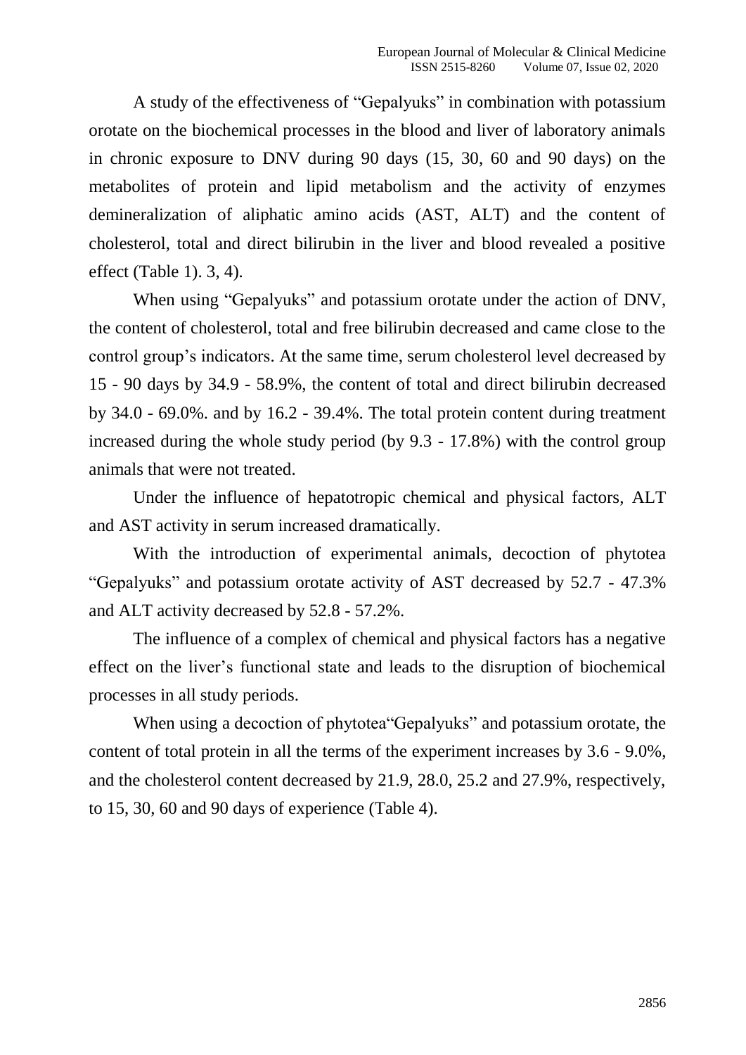A study of the effectiveness of "Gepalyuks" in combination with potassium orotate on the biochemical processes in the blood and liver of laboratory animals in chronic exposure to DNV during 90 days (15, 30, 60 and 90 days) on the metabolites of protein and lipid metabolism and the activity of enzymes demineralization of aliphatic amino acids (AST, ALT) and the content of cholesterol, total and direct bilirubin in the liver and blood revealed a positive effect (Table 1). 3, 4).

When using "Gepalyuks" and potassium orotate under the action of DNV, the content of cholesterol, total and free bilirubin decreased and came close to the control group's indicators. At the same time, serum cholesterol level decreased by 15 - 90 days by 34.9 - 58.9%, the content of total and direct bilirubin decreased by 34.0 - 69.0%. and by 16.2 - 39.4%. The total protein content during treatment increased during the whole study period (by 9.3 - 17.8%) with the control group animals that were not treated.

Under the influence of hepatotropic chemical and physical factors, ALT and AST activity in serum increased dramatically.

With the introduction of experimental animals, decoction of phytotea "Gepalyuks" and potassium orotate activity of AST decreased by 52.7 - 47.3% and ALT activity decreased by 52.8 - 57.2%.

The influence of a complex of chemical and physical factors has a negative effect on the liver's functional state and leads to the disruption of biochemical processes in all study periods.

When using a decoction of phytotea"Gepalyuks" and potassium orotate, the content of total protein in all the terms of the experiment increases by 3.6 - 9.0%, and the cholesterol content decreased by 21.9, 28.0, 25.2 and 27.9%, respectively, to 15, 30, 60 and 90 days of experience (Table 4).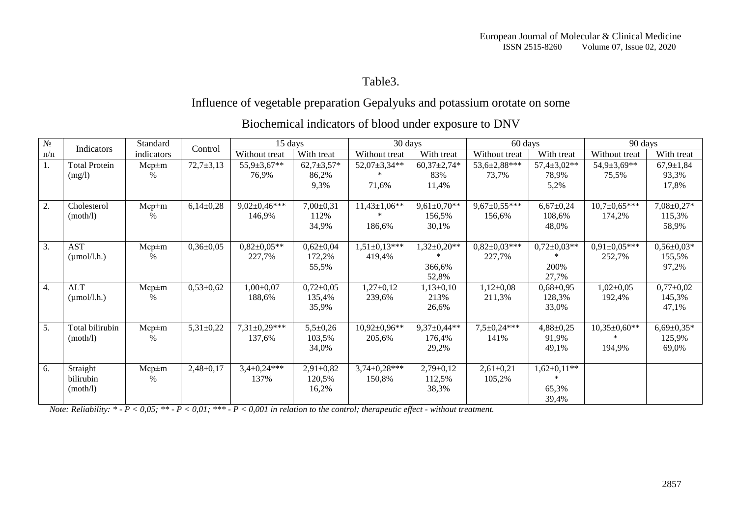Table3.

Influence of vegetable preparation Gepalyuks and potassium orotate on some

Biochemical indicators of blood under exposure to DNV

| № п/п | Indicators | Standard indicators | Control | 15 days | | 30 days | | 60 days | | 90 days | |
|---|---|---|---|---|---|---|---|---|---|---|---|
| | | | | Without treat | With treat | Without treat | With treat | Without treat | With treat | Without treat | With treat |
| 1. | Total Protein (mg/l) | Mcp±m % | 72,7±3,13 | 55,9±3,67** 76,9% | 62,7±3,57* 86,2% 9,3% | 52,07±3,34*** 71,6% | 60,37±2,74* 83% 11,4% | 53,6±2,88*** 73,7% | 57,4±3,02** 78,9% 5,2% | 54,9±3,69** 75,5% | 67,9±1,84 93,3% 17,8% |
| 2. | Cholesterol (moth/l) | Mcp±m % | 6,14±0,28 | 9,02±0,46*** 146,9% | 7,00±0,31 112% 34,9% | 11,43±1,06*** 186,6% | 9,61±0,70** 156,5% 30,1% | 9,67±0,55*** 156,6% | 6,67±0,24 108,6% 48,0% | 10,7±0,65*** 174,2% | 7,08±0,27* 115,3% 58,9% |
| 3. | AST (μmol/l.h.) | Mcp±m % | 0,36±0,05 | 0,82±0,05** 227,7% | 0,62±0,04 172,2% 55,5% | 1,51±0,13*** 419,4% | 1,32±0,20*** 366,6% 52,8% | 0,82±0,03*** 227,7% | 0,72±0,03*** 200% 27,7% | 0,91±0,05*** 252,7% | 0,56±0,03* 155,5% 97,2% |
| 4. | ALT (μmol/l.h.) | Mcp±m % | 0,53±0,62 | 1,00±0,07 188,6% | 0,72±0,05 135,4% 35,9% | 1,27±0,12 239,6% | 1,13±0,10 213% 26,6% | 1,12±0,08 211,3% | 0,68±0,95 128,3% 33,0% | 1,02±0,05 192,4% | 0,77±0,02 145,3% 47,1% |
| 5. | Total bilirubin (moth/l) | Mcp±m % | 5,31±0,22 | 7,31±0,29*** 137,6% | 5,5±0,26 103,5% 34,0% | 10,92±0,96** 205,6% | 9,37±0,44** 176,4% 29,2% | 7,5±0,24*** 141% | 4,88±0,25 91,9% 49,1% | 10,35±0,60*** 194,9% | 6,69±0,35* 125,9% 69,0% |
| 6. | Straight bilirubin (moth/l) | Mcp±m % | 2,48±0,17 | 3,4±0,24*** 137% | 2,91±0,82 120,5% 16,2% | 3,74±0,28*** 150,8% | 2,79±0,12 112,5% 38,3% | 2,61±0,21 105,2% | 1,62±0,11*** 65,3% 39,4% | | |

*Note: Reliability: * - P < 0,05; ** - P < 0,01; *** - P < 0,001 in relation to the control; therapeutic effect - without treatment.*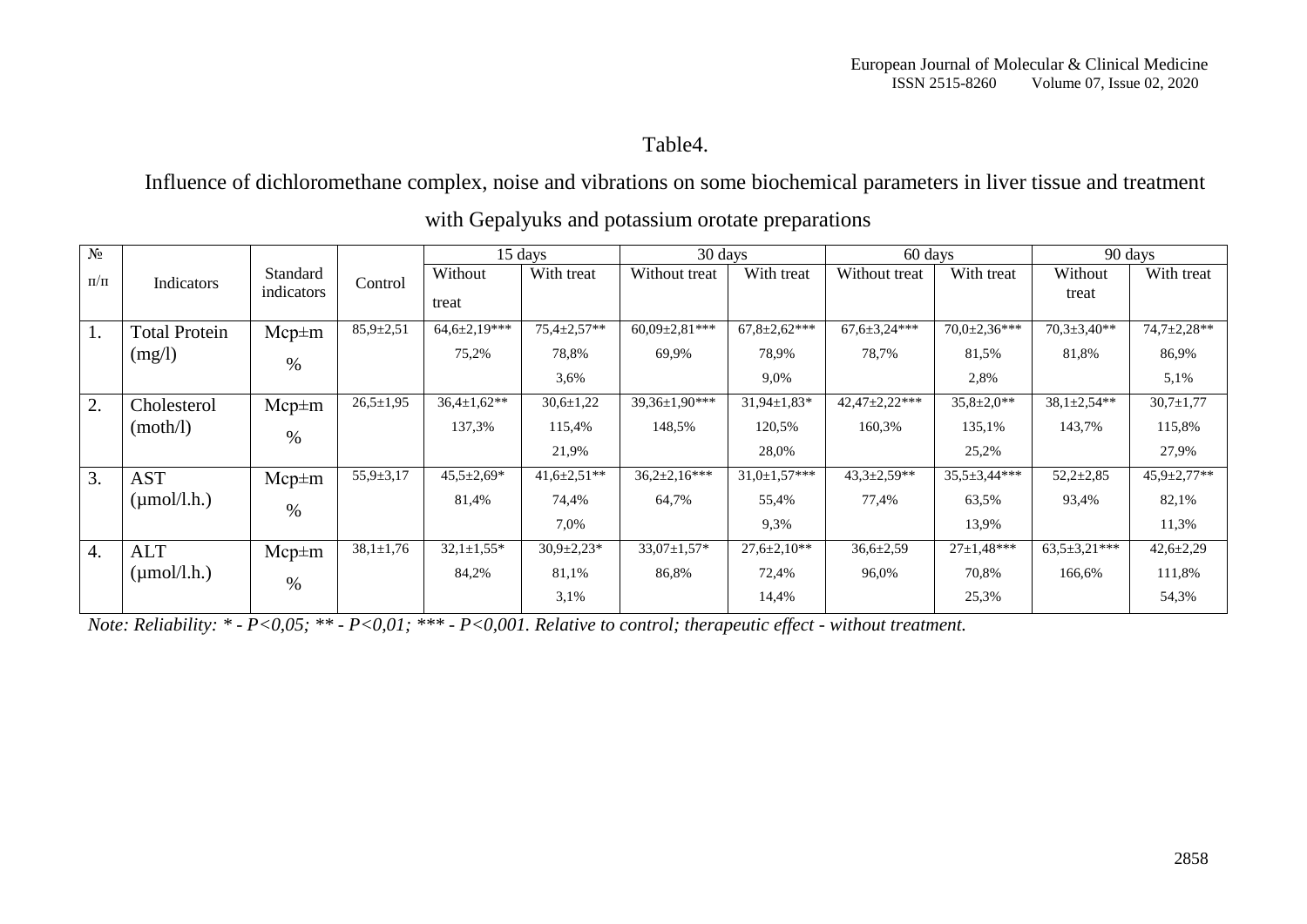Table4.

Influence of dichloromethane complex, noise and vibrations on some biochemical parameters in liver tissue and treatment with Gepalyuks and potassium orotate preparations

| № п/п | Indicators | Standard indicators | Control | 15 days | | 30 days | | 60 days | | 90 days | |
|---|---|---|---|---|---|---|---|---|---|---|---|
| | | | | Without treat | With treat | Without treat | With treat | Without treat | With treat | Without treat | With treat |
| 1. | Total Protein (mg/l) | Mcp±m | 85,9±2,51 | 64,6±2,19*** | 75,4±2,57** | 60,09±2,81*** | 67,8±2,62*** | 67,6±3,24*** | 70,0±2,36*** | 70,3±3,40** | 74,7±2,28** |
| | | % | | 75,2% | 78,8% 3,6% | 69,9% | 78,9% 9,0% | 78,7% | 81,5% 2,8% | 81,8% | 86,9% 5,1% |
| 2. | Cholesterol (moth/l) | Mcp±m | 26,5±1,95 | 36,4±1,62** | 30,6±1,22 | 39,36±1,90*** | 31,94±1,83* | 42,47±2,22*** | 35,8±2,0** | 38,1±2,54** | 30,7±1,77 |
| | | % | | 137,3% | 115,4% 21,9% | 148,5% | 120,5% 28,0% | 160,3% | 135,1% 25,2% | 143,7% | 115,8% 27,9% |
| 3. | AST (μmol/l.h.) | Mcp±m | 55,9±3,17 | 45,5±2,69* | 41,6±2,51** | 36,2±2,16*** | 31,0±1,57*** | 43,3±2,59** | 35,5±3,44*** | 52,2±2,85 | 45,9±2,77** |
| | | % | | 81,4% | 74,4% 7,0% | 64,7% | 55,4% 9,3% | 77,4% | 63,5% 13,9% | 93,4% | 82,1% 11,3% |
| 4. | ALT (μmol/l.h.) | Mcp±m | 38,1±1,76 | 32,1±1,55* | 30,9±2,23* | 33,07±1,57* | 27,6±2,10** | 36,6±2,59 | 27±1,48*** | 63,5±3,21*** | 42,6±2,29 |
| | | % | | 84,2% | 81,1% 3,1% | 86,8% | 72,4% 14,4% | 96,0% | 70,8% 25,3% | 166,6% | 111,8% 54,3% |

*Note: Reliability: * - P<0,05; ** - P<0,01; *** - P<0,001. Relative to control; therapeutic effect - without treatment.*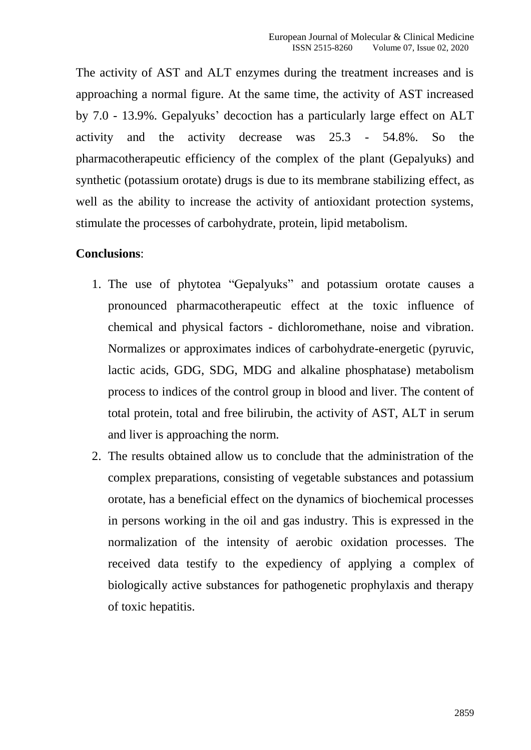The activity of AST and ALT enzymes during the treatment increases and is approaching a normal figure. At the same time, the activity of AST increased by 7.0 - 13.9%. Gepalyuks' decoction has a particularly large effect on ALT activity and the activity decrease was 25.3 - 54.8%. So the pharmacotherapeutic efficiency of the complex of the plant (Gepalyuks) and synthetic (potassium orotate) drugs is due to its membrane stabilizing effect, as well as the ability to increase the activity of antioxidant protection systems, stimulate the processes of carbohydrate, protein, lipid metabolism.

**Conclusions**:

1. The use of phytotea "Gepalyuks" and potassium orotate causes a pronounced pharmacotherapeutic effect at the toxic influence of chemical and physical factors - dichloromethane, noise and vibration. Normalizes or approximates indices of carbohydrate-energetic (pyruvic, lactic acids, GDG, SDG, MDG and alkaline phosphatase) metabolism process to indices of the control group in blood and liver. The content of total protein, total and free bilirubin, the activity of AST, ALT in serum and liver is approaching the norm.
2. The results obtained allow us to conclude that the administration of the complex preparations, consisting of vegetable substances and potassium orotate, has a beneficial effect on the dynamics of biochemical processes in persons working in the oil and gas industry. This is expressed in the normalization of the intensity of aerobic oxidation processes. The received data testify to the expediency of applying a complex of biologically active substances for pathogenetic prophylaxis and therapy of toxic hepatitis.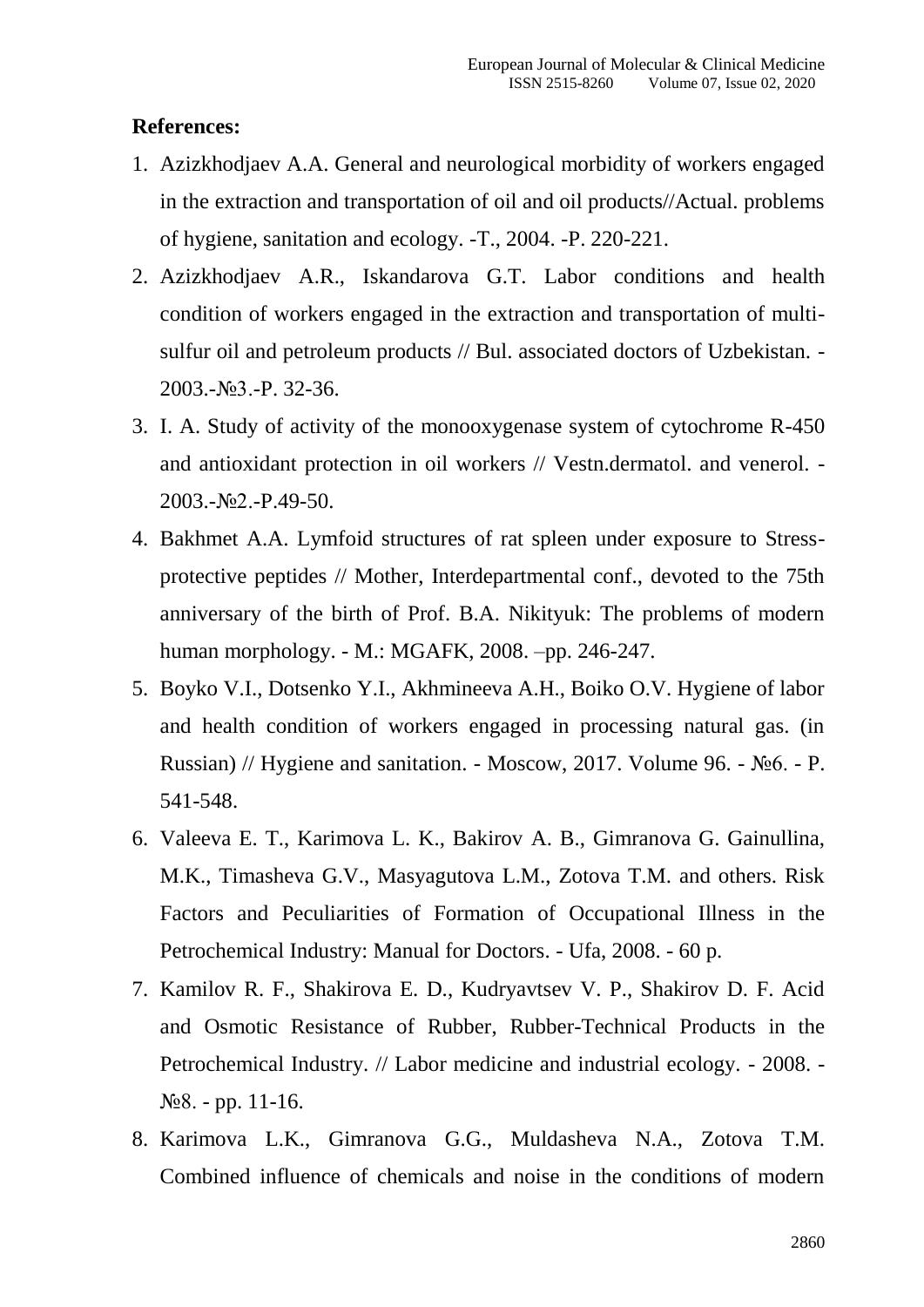**References:**

1. Azizkhodjaev A.A. General and neurological morbidity of workers engaged in the extraction and transportation of oil and oil products//Actual. problems of hygiene, sanitation and ecology. -T., 2004. -P. 220-221.
2. Azizkhodjaev A.R., Iskandarova G.T. Labor conditions and health condition of workers engaged in the extraction and transportation of multi-sulfur oil and petroleum products // Bul. associated doctors of Uzbekistan. - 2003.-№3.-P. 32-36.
3. I. A. Study of activity of the monooxygenase system of cytochrome R-450 and antioxidant protection in oil workers // Vestn.dermatol. and venerol. - 2003.-№2.-P.49-50.
4. Bakhmet A.A. Lymfoid structures of rat spleen under exposure to Stress-protective peptides // Mother, Interdepartmental conf., devoted to the 75th anniversary of the birth of Prof. B.A. Nikityuk: The problems of modern human morphology. - M.: MGAFK, 2008. –pp. 246-247.
5. Boyko V.I., Dotsenko Y.I., Akhmineeva A.H., Boiko O.V. Hygiene of labor and health condition of workers engaged in processing natural gas. (in Russian) // Hygiene and sanitation. - Moscow, 2017. Volume 96. - №6. - P. 541-548.
6. Valeeva E. T., Karimova L. K., Bakirov A. B., Gimranova G. Gainullina, M.K., Timasheva G.V., Masyagutova L.M., Zotova T.M. and others. Risk Factors and Peculiarities of Formation of Occupational Illness in the Petrochemical Industry: Manual for Doctors. - Ufa, 2008. - 60 p.
7. Kamilov R. F., Shakirova E. D., Kudryavtsev V. P., Shakirov D. F. Acid and Osmotic Resistance of Rubber, Rubber-Technical Products in the Petrochemical Industry. // Labor medicine and industrial ecology. - 2008. - №8. - pp. 11-16.
8. Karimova L.K., Gimranova G.G., Muldasheva N.A., Zotova T.M. Combined influence of chemicals and noise in the conditions of modern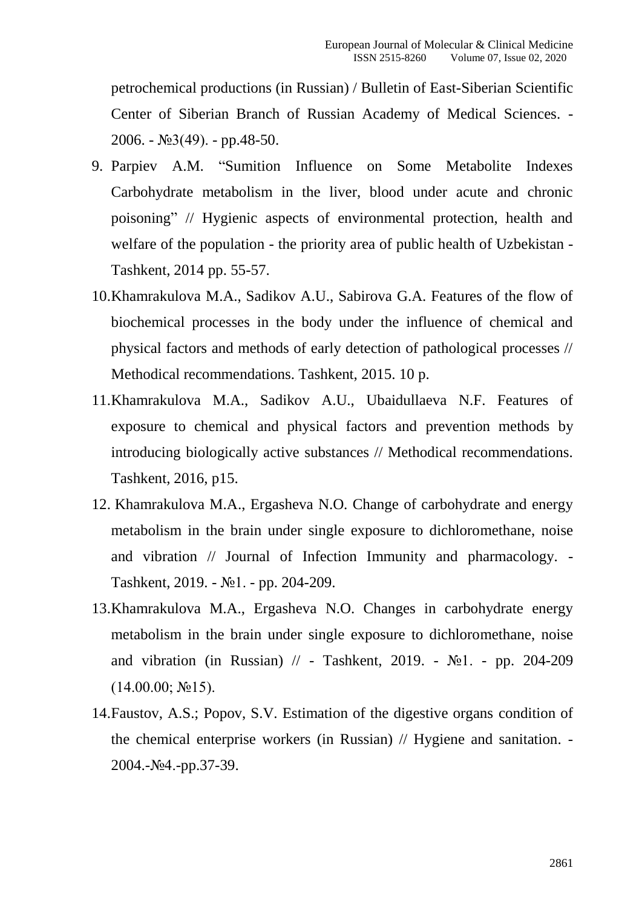petrochemical productions (in Russian) / Bulletin of East-Siberian Scientific Center of Siberian Branch of Russian Academy of Medical Sciences. - 2006. - №3(49). - pp.48-50.

9. Parpiev A.M. “Sumition Influence on Some Metabolite Indexes Carbohydrate metabolism in the liver, blood under acute and chronic poisoning” // Hygienic aspects of environmental protection, health and welfare of the population - the priority area of public health of Uzbekistan - Tashkent, 2014 pp. 55-57.
10. Khamrakulova M.A., Sadikov A.U., Sabirova G.A. Features of the flow of biochemical processes in the body under the influence of chemical and physical factors and methods of early detection of pathological processes // Methodical recommendations. Tashkent, 2015. 10 p.
11. Khamrakulova M.A., Sadikov A.U., Ubaidullaeva N.F. Features of exposure to chemical and physical factors and prevention methods by introducing biologically active substances // Methodical recommendations. Tashkent, 2016, p15.
12. Khamrakulova M.A., Ergasheva N.O. Change of carbohydrate and energy metabolism in the brain under single exposure to dichloromethane, noise and vibration // Journal of Infection Immunity and pharmacology. - Tashkent, 2019. - №1. - pp. 204-209.
13. Khamrakulova M.A., Ergasheva N.O. Changes in carbohydrate energy metabolism in the brain under single exposure to dichloromethane, noise and vibration (in Russian) // - Tashkent, 2019. - №1. - pp. 204-209 (14.00.00; №15).
14. Faustov, A.S.; Popov, S.V. Estimation of the digestive organs condition of the chemical enterprise workers (in Russian) // Hygiene and sanitation. - 2004.-№4.-pp.37-39.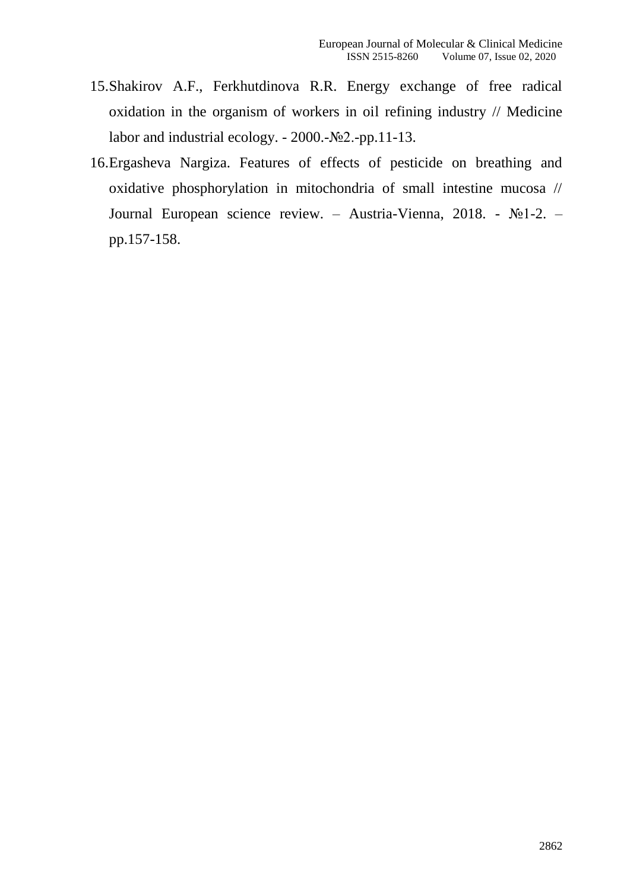15. Shakirov A.F., Ferkhutdinova R.R. Energy exchange of free radical oxidation in the organism of workers in oil refining industry // Medicine labor and industrial ecology. - 2000.-№2.-pp.11-13.
16. Ergasheva Nargiza. Features of effects of pesticide on breathing and oxidative phosphorylation in mitochondria of small intestine mucosa // Journal European science review. – Austria-Vienna, 2018. - №1-2. – pp.157-158.